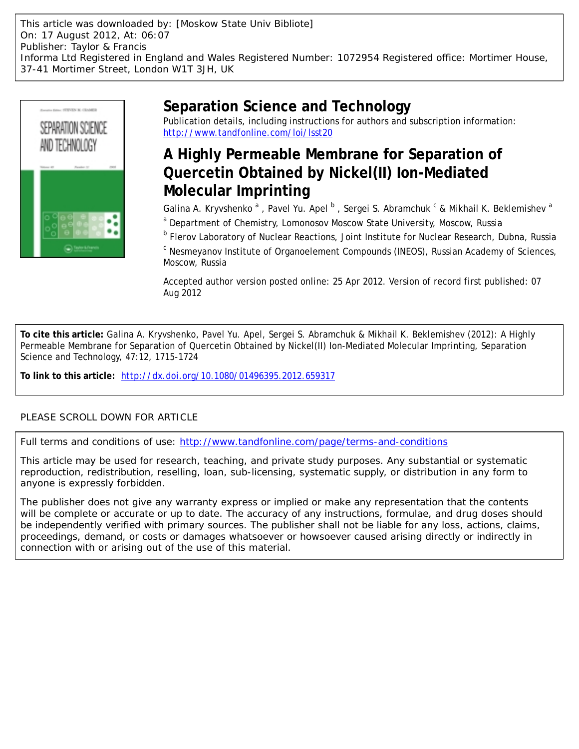This article was downloaded by: [Moskow State Univ Bibliote]
On: 17 August 2012, At: 06:07
Publisher: Taylor & Francis
Informa Ltd Registered in England and Wales Registered Number: 1072954 Registered office: Mortimer House, 37-41 Mortimer Street, London W1T 3JH, UK

# Separation Science and Technology

Publication details, including instructions for authors and subscription information:
http://www.tandfonline.com/loi/lsst20

## A Highly Permeable Membrane for Separation of Quercetin Obtained by Nickel(II) Ion-Mediated Molecular Imprinting

Galina A. Kryvshenko [a] , Pavel Yu. Apel [b] , Sergei S. Abramchuk [c] & Mikhail K. Beklemishev [a]

[a] Department of Chemistry, Lomonosov Moscow State University, Moscow, Russia

[b] Flerov Laboratory of Nuclear Reactions, Joint Institute for Nuclear Research, Dubna, Russia

[c] Nesmeyanov Institute of Organoelement Compounds (INEOS), Russian Academy of Sciences, Moscow, Russia

Accepted author version posted online: 25 Apr 2012. Version of record first published: 07 Aug 2012

**To cite this article:** Galina A. Kryvshenko, Pavel Yu. Apel, Sergei S. Abramchuk & Mikhail K. Beklemishev (2012): A Highly Permeable Membrane for Separation of Quercetin Obtained by Nickel(II) Ion-Mediated Molecular Imprinting, Separation Science and Technology, 47:12, 1715-1724

**To link to this article:** http://dx.doi.org/10.1080/01496395.2012.659317

PLEASE SCROLL DOWN FOR ARTICLE

Full terms and conditions of use: http://www.tandfonline.com/page/terms-and-conditions

This article may be used for research, teaching, and private study purposes. Any substantial or systematic reproduction, redistribution, reselling, loan, sub-licensing, systematic supply, or distribution in any form to anyone is expressly forbidden.

The publisher does not give any warranty express or implied or make any representation that the contents will be complete or accurate or up to date. The accuracy of any instructions, formulae, and drug doses should be independently verified with primary sources. The publisher shall not be liable for any loss, actions, claims, proceedings, demand, or costs or damages whatsoever or howsoever caused arising directly or indirectly in connection with or arising out of the use of this material.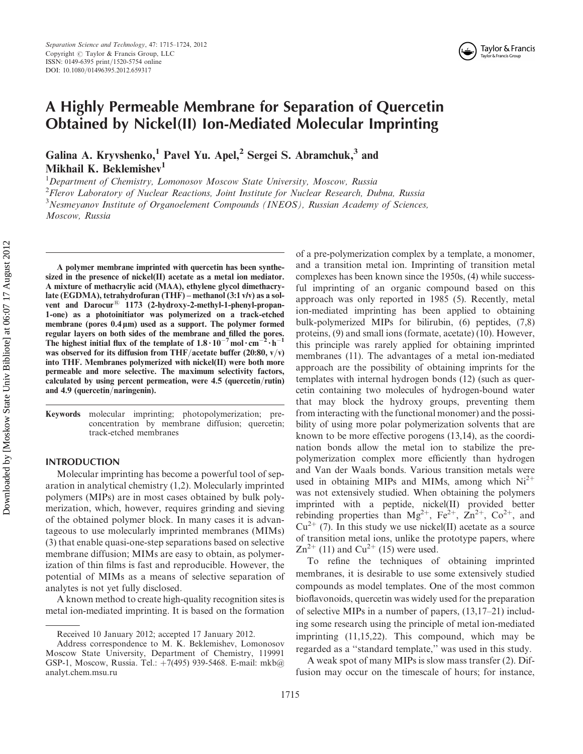# A Highly Permeable Membrane for Separation of Quercetin Obtained by Nickel(II) Ion-Mediated Molecular Imprinting

**Galina A. Kryvshenko,[1] Pavel Yu. Apel,[2] Sergei S. Abramchuk,[3] and Mikhail K. Beklemishev[1]**

[1]Department of Chemistry, Lomonosov Moscow State University, Moscow, Russia

[2]Flerov Laboratory of Nuclear Reactions, Joint Institute for Nuclear Research, Dubna, Russia

[3]Nesmeyanov Institute of Organoelement Compounds (INEOS), Russian Academy of Sciences, Moscow, Russia

**A polymer membrane imprinted with quercetin has been synthesized in the presence of nickel(II) acetate as a metal ion mediator. A mixture of methacrylic acid (MAA), ethylene glycol dimethacrylate (EGDMA), tetrahydrofuran (THF) – methanol (3:1 v/v) as a solvent and Darocur® 1173 (2-hydroxy-2-methyl-1-phenyl-propan-1-one) as a photoinitiator was polymerized on a track-etched membrane (pores 0.4 μm) used as a support. The polymer formed regular layers on both sides of the membrane and filled the pores. The highest initial flux of the template of $1.8 \cdot 10^{-7}\,\mathrm{mol \cdot cm^{-2} \cdot h^{-1}}$ was observed for its diffusion from THF/acetate buffer (20:80, v/v) into THF. Membranes polymerized with nickel(II) were both more permeable and more selective. The maximum selectivity factors, calculated by using percent permeation, were 4.5 (quercetin/rutin) and 4.9 (quercetin/naringenin).**

**Keywords** molecular imprinting; photopolymerization; preconcentration by membrane diffusion; quercetin; track-etched membranes

## INTRODUCTION

Molecular imprinting has become a powerful tool of separation in analytical chemistry (1,2). Molecularly imprinted polymers (MIPs) are in most cases obtained by bulk polymerization, which, however, requires grinding and sieving of the obtained polymer block. In many cases it is advantageous to use molecularly imprinted membranes (MIMs) (3) that enable quasi-one-step separations based on selective membrane diffusion; MIMs are easy to obtain, as polymerization of thin films is fast and reproducible. However, the potential of MIMs as a means of selective separation of analytes is not yet fully disclosed.

A known method to create high-quality recognition sites is metal ion-mediated imprinting. It is based on the formation of a pre-polymerization complex by a template, a monomer, and a transition metal ion. Imprinting of transition metal complexes has been known since the 1950s, (4) while successful imprinting of an organic compound based on this approach was only reported in 1985 (5). Recently, metal ion-mediated imprinting has been applied to obtaining bulk-polymerized MIPs for bilirubin, (6) peptides, (7,8) proteins, (9) and small ions (formate, acetate) (10). However, this principle was rarely applied for obtaining imprinted membranes (11). The advantages of a metal ion-mediated approach are the possibility of obtaining imprints for the templates with internal hydrogen bonds (12) (such as quercetin containing two molecules of hydrogen-bound water that may block the hydroxy groups, preventing them from interacting with the functional monomer) and the possibility of using more polar polymerization solvents that are known to be more effective porogens (13,14), as the coordination bonds allow the metal ion to stabilize the pre-polymerization complex more efficiently than hydrogen and Van der Waals bonds. Various transition metals were used in obtaining MIPs and MIMs, among which $Ni^{2+}$ was not extensively studied. When obtaining the polymers imprinted with a peptide, nickel(II) provided better rebinding properties than $Mg^{2+}$, $Fe^{2+}$, $Zn^{2+}$, $Co^{2+}$, and $Cu^{2+}$ (7). In this study we use nickel(II) acetate as a source of transition metal ions, unlike the prototype papers, where $Zn^{2+}$ (11) and $Cu^{2+}$ (15) were used.

To refine the techniques of obtaining imprinted membranes, it is desirable to use some extensively studied compounds as model templates. One of the most common bioflavonoids, quercetin was widely used for the preparation of selective MIPs in a number of papers, (13,17–21) including some research using the principle of metal ion-mediated imprinting (11,15,22). This compound, which may be regarded as a "standard template," was used in this study.

A weak spot of many MIPs is slow mass transfer (2). Diffusion may occur on the timescale of hours; for instance,

Received 10 January 2012; accepted 17 January 2012.

Address correspondence to M. K. Beklemishev, Lomonosov Moscow State University, Department of Chemistry, 119991 GSP-1, Moscow, Russia. Tel.: +7(495) 939-5468. E-mail: mkb@analyt.chem.msu.ru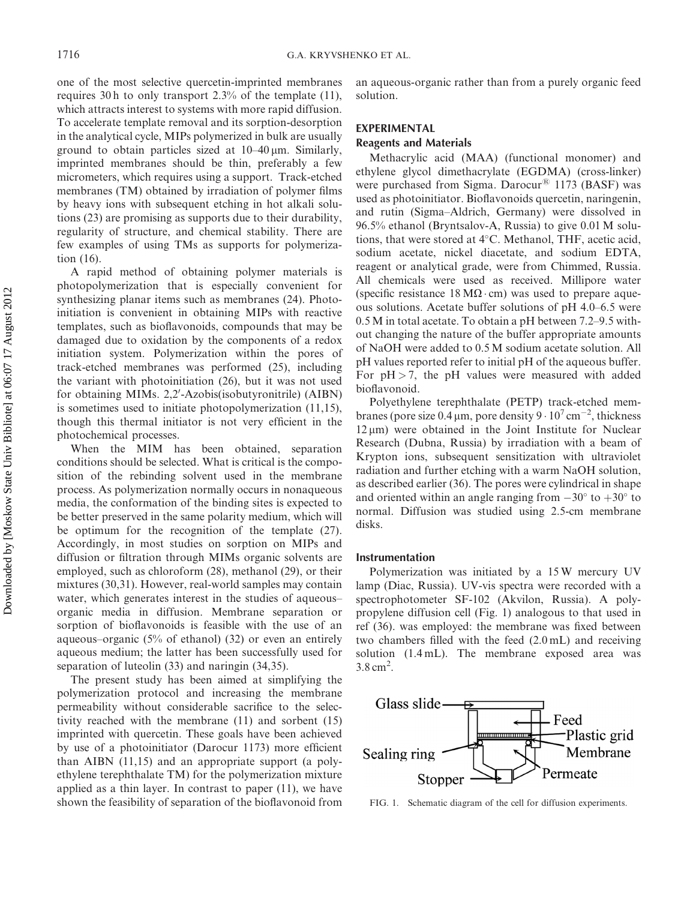one of the most selective quercetin-imprinted membranes requires 30 h to only transport 2.3% of the template (11), which attracts interest to systems with more rapid diffusion. To accelerate template removal and its sorption-desorption in the analytical cycle, MIPs polymerized in bulk are usually ground to obtain particles sized at 10–40 μm. Similarly, imprinted membranes should be thin, preferably a few micrometers, which requires using a support. Track-etched membranes (TM) obtained by irradiation of polymer films by heavy ions with subsequent etching in hot alkali solutions (23) are promising as supports due to their durability, regularity of structure, and chemical stability. There are few examples of using TMs as supports for polymerization (16).

A rapid method of obtaining polymer materials is photopolymerization that is especially convenient for synthesizing planar items such as membranes (24). Photoinitiation is convenient in obtaining MIPs with reactive templates, such as bioflavonoids, compounds that may be damaged due to oxidation by the components of a redox initiation system. Polymerization within the pores of track-etched membranes was performed (25), including the variant with photoinitiation (26), but it was not used for obtaining MIMs. 2,2′-Azobis(isobutyronitrile) (AIBN) is sometimes used to initiate photopolymerization (11,15), though this thermal initiator is not very efficient in the photochemical processes.

When the MIM has been obtained, separation conditions should be selected. What is critical is the composition of the rebinding solvent used in the membrane process. As polymerization normally occurs in nonaqueous media, the conformation of the binding sites is expected to be better preserved in the same polarity medium, which will be optimum for the recognition of the template (27). Accordingly, in most studies on sorption on MIPs and diffusion or filtration through MIMs organic solvents are employed, such as chloroform (28), methanol (29), or their mixtures (30,31). However, real-world samples may contain water, which generates interest in the studies of aqueous–organic media in diffusion. Membrane separation or sorption of bioflavonoids is feasible with the use of an aqueous–organic (5% of ethanol) (32) or even an entirely aqueous medium; the latter has been successfully used for separation of luteolin (33) and naringin (34,35).

The present study has been aimed at simplifying the polymerization protocol and increasing the membrane permeability without considerable sacrifice to the selectivity reached with the membrane (11) and sorbent (15) imprinted with quercetin. These goals have been achieved by use of a photoinitiator (Darocur 1173) more efficient than AIBN (11,15) and an appropriate support (a polyethylene terephthalate TM) for the polymerization mixture applied as a thin layer. In contrast to paper (11), we have shown the feasibility of separation of the bioflavonoid from an aqueous-organic rather than from a purely organic feed solution.

## EXPERIMENTAL

### Reagents and Materials

Methacrylic acid (MAA) (functional monomer) and ethylene glycol dimethacrylate (EGDMA) (cross-linker) were purchased from Sigma. Darocur® 1173 (BASF) was used as photoinitiator. Bioflavonoids quercetin, naringenin, and rutin (Sigma–Aldrich, Germany) were dissolved in 96.5% ethanol (Bryntsalov-A, Russia) to give 0.01 M solutions, that were stored at 4°C. Methanol, THF, acetic acid, sodium acetate, nickel diacetate, and sodium EDTA, reagent or analytical grade, were from Chimmed, Russia. All chemicals were used as received. Millipore water (specific resistance 18 MΩ · cm) was used to prepare aqueous solutions. Acetate buffer solutions of pH 4.0–6.5 were 0.5 M in total acetate. To obtain a pH between 7.2–9.5 without changing the nature of the buffer appropriate amounts of NaOH were added to 0.5 M sodium acetate solution. All pH values reported refer to initial pH of the aqueous buffer. For pH > 7, the pH values were measured with added bioflavonoid.

Polyethylene terephthalate (PETP) track-etched membranes (pore size 0.4 μm, pore density $9 \cdot 10^7$ cm$^{-2}$, thickness 12 μm) were obtained in the Joint Institute for Nuclear Research (Dubna, Russia) by irradiation with a beam of Krypton ions, subsequent sensitization with ultraviolet radiation and further etching with a warm NaOH solution, as described earlier (36). The pores were cylindrical in shape and oriented within an angle ranging from −30° to +30° to normal. Diffusion was studied using 2.5-cm membrane disks.

### Instrumentation

Polymerization was initiated by a 15 W mercury UV lamp (Diac, Russia). UV-vis spectra were recorded with a spectrophotometer SF-102 (Akvilon, Russia). A polypropylene diffusion cell (Fig. 1) analogous to that used in ref (36). was employed: the membrane was fixed between two chambers filled with the feed (2.0 mL) and receiving solution (1.4 mL). The membrane exposed area was 3.8 cm$^2$.

Glass slide, Feed, Plastic grid, Sealing ring, Membrane, Stopper, Permeate

FIG. 1. Schematic diagram of the cell for diffusion experiments.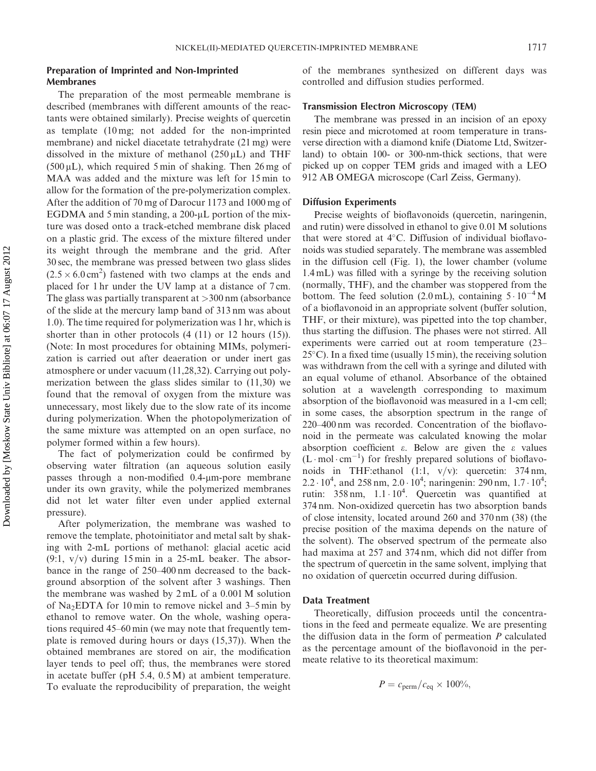### Preparation of Imprinted and Non-Imprinted Membranes

The preparation of the most permeable membrane is described (membranes with different amounts of the reactants were obtained similarly). Precise weights of quercetin as template (10 mg; not added for the non-imprinted membrane) and nickel diacetate tetrahydrate (21 mg) were dissolved in the mixture of methanol (250 μL) and THF (500 μL), which required 5 min of shaking. Then 26 mg of MAA was added and the mixture was left for 15 min to allow for the formation of the pre-polymerization complex. After the addition of 70 mg of Darocur 1173 and 1000 mg of EGDMA and 5 min standing, a 200-μL portion of the mixture was dosed onto a track-etched membrane disk placed on a plastic grid. The excess of the mixture filtered under its weight through the membrane and the grid. After 30 sec, the membrane was pressed between two glass slides ($2.5 \times 6.0\,cm^2$) fastened with two clamps at the ends and placed for 1 hr under the UV lamp at a distance of 7 cm. The glass was partially transparent at >300 nm (absorbance of the slide at the mercury lamp band of 313 nm was about 1.0). The time required for polymerization was 1 hr, which is shorter than in other protocols (4 (11) or 12 hours (15)). (Note: In most procedures for obtaining MIMs, polymerization is carried out after deaeration or under inert gas atmosphere or under vacuum (11,28,32). Carrying out polymerization between the glass slides similar to (11,30) we found that the removal of oxygen from the mixture was unnecessary, most likely due to the slow rate of its income during polymerization. When the photopolymerization of the same mixture was attempted on an open surface, no polymer formed within a few hours).

The fact of polymerization could be confirmed by observing water filtration (an aqueous solution easily passes through a non-modified 0.4-μm-pore membrane under its own gravity, while the polymerized membranes did not let water filter even under applied external pressure).

After polymerization, the membrane was washed to remove the template, photoinitiator and metal salt by shaking with 2-mL portions of methanol: glacial acetic acid (9:1, v/v) during 15 min in a 25-mL beaker. The absorbance in the range of 250–400 nm decreased to the background absorption of the solvent after 3 washings. Then the membrane was washed by 2 mL of a 0.001 M solution of $Na_2EDTA$ for 10 min to remove nickel and 3–5 min by ethanol to remove water. On the whole, washing operations required 45–60 min (we may note that frequently template is removed during hours or days (15,37)). When the obtained membranes are stored on air, the modification layer tends to peel off; thus, the membranes were stored in acetate buffer (pH 5.4, 0.5 M) at ambient temperature. To evaluate the reproducibility of preparation, the weight of the membranes synthesized on different days was controlled and diffusion studies performed.

### Transmission Electron Microscopy (TEM)

The membrane was pressed in an incision of an epoxy resin piece and microtomed at room temperature in transverse direction with a diamond knife (Diatome Ltd, Switzerland) to obtain 100- or 300-nm-thick sections, that were picked up on copper TEM grids and imaged with a LEO 912 AB OMEGA microscope (Carl Zeiss, Germany).

### Diffusion Experiments

Precise weights of bioflavonoids (quercetin, naringenin, and rutin) were dissolved in ethanol to give 0.01 M solutions that were stored at 4°C. Diffusion of individual bioflavonoids was studied separately. The membrane was assembled in the diffusion cell (Fig. 1), the lower chamber (volume 1.4 mL) was filled with a syringe by the receiving solution (normally, THF), and the chamber was stoppered from the bottom. The feed solution (2.0 mL), containing $5 \cdot 10^{-4}$ M of a bioflavonoid in an appropriate solvent (buffer solution, THF, or their mixture), was pipetted into the top chamber, thus starting the diffusion. The phases were not stirred. All experiments were carried out at room temperature (23–25°C). In a fixed time (usually 15 min), the receiving solution was withdrawn from the cell with a syringe and diluted with an equal volume of ethanol. Absorbance of the obtained solution at a wavelength corresponding to maximum absorption of the bioflavonoid was measured in a 1-cm cell; in some cases, the absorption spectrum in the range of 220–400 nm was recorded. Concentration of the bioflavonoid in the permeate was calculated knowing the molar absorption coefficient $\varepsilon$. Below are given the $\varepsilon$ values ($L \cdot mol \cdot cm^{-1}$) for freshly prepared solutions of bioflavonoids in THF:ethanol (1:1, v/v): quercetin: 374 nm, $2.2 \cdot 10^4$, and 258 nm, $2.0 \cdot 10^4$; naringenin: 290 nm, $1.7 \cdot 10^4$; rutin: 358 nm, $1.1 \cdot 10^4$. Quercetin was quantified at 374 nm. Non-oxidized quercetin has two absorption bands of close intensity, located around 260 and 370 nm (38) (the precise position of the maxima depends on the nature of the solvent). The observed spectrum of the permeate also had maxima at 257 and 374 nm, which did not differ from the spectrum of quercetin in the same solvent, implying that no oxidation of quercetin occurred during diffusion.

### Data Treatment

Theoretically, diffusion proceeds until the concentrations in the feed and permeate equalize. We are presenting the diffusion data in the form of permeation $P$ calculated as the percentage amount of the bioflavonoid in the permeate relative to its theoretical maximum:

$$P = c_{perm}/c_{eq} \times 100\%,$$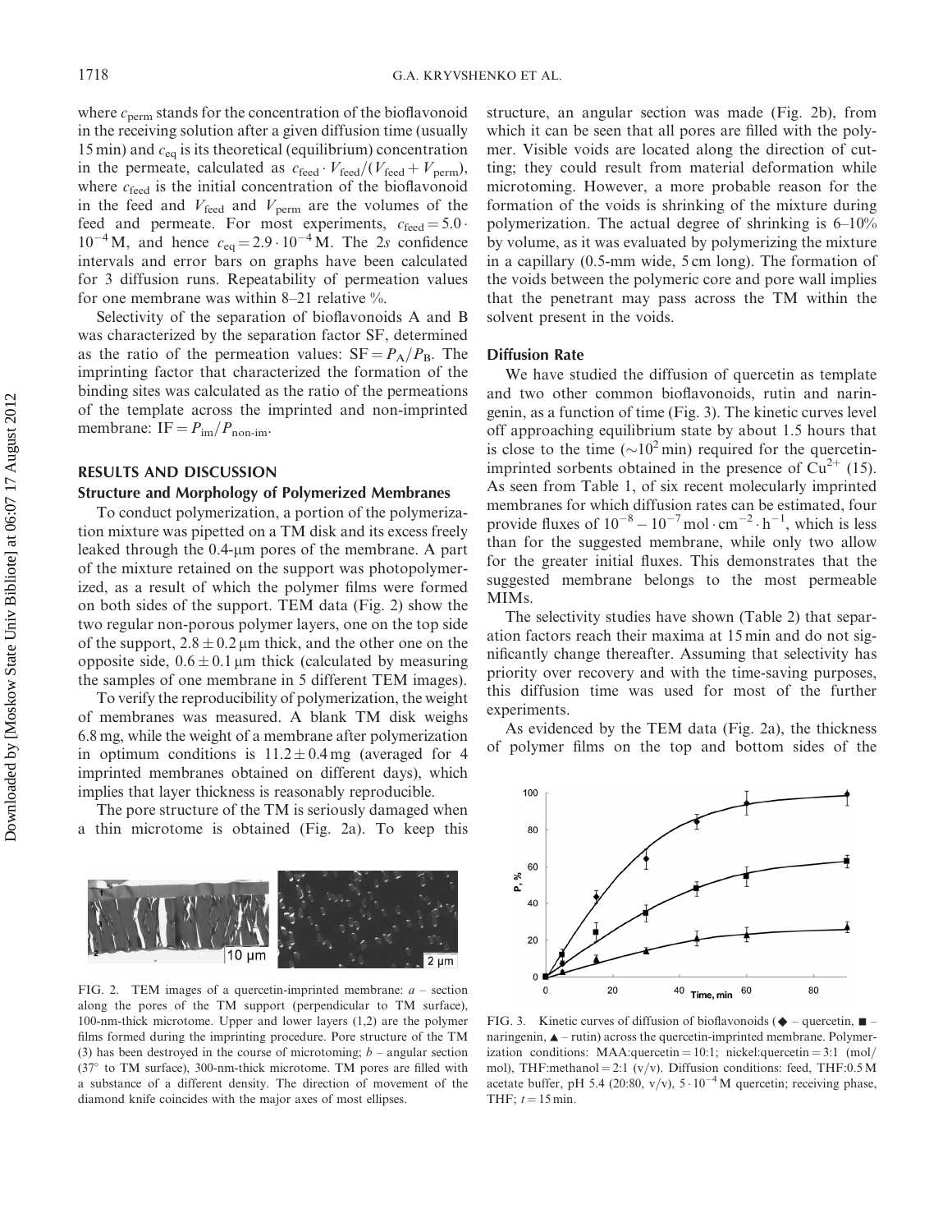where $c_{perm}$ stands for the concentration of the bioflavonoid in the receiving solution after a given diffusion time (usually 15 min) and $c_{eq}$ is its theoretical (equilibrium) concentration in the permeate, calculated as $c_{feed} \cdot V_{feed}/(V_{feed} + V_{perm})$, where $c_{feed}$ is the initial concentration of the bioflavonoid in the feed and $V_{feed}$ and $V_{perm}$ are the volumes of the feed and permeate. For most experiments, $c_{feed} = 5.0 \cdot 10^{-4}$ M, and hence $c_{eq} = 2.9 \cdot 10^{-4}$ M. The 2*s* confidence intervals and error bars on graphs have been calculated for 3 diffusion runs. Repeatability of permeation values for one membrane was within 8–21 relative %.

Selectivity of the separation of bioflavonoids A and B was characterized by the separation factor SF, determined as the ratio of the permeation values: $SF = P_A/P_B$. The imprinting factor that characterized the formation of the binding sites was calculated as the ratio of the permeations of the template across the imprinted and non-imprinted membrane: $IF = P_{im}/P_{non\text{-}im}$.

## RESULTS AND DISCUSSION

### Structure and Morphology of Polymerized Membranes

To conduct polymerization, a portion of the polymerization mixture was pipetted on a TM disk and its excess freely leaked through the 0.4-μm pores of the membrane. A part of the mixture retained on the support was photopolymerized, as a result of which the polymer films were formed on both sides of the support. TEM data (Fig. 2) show the two regular non-porous polymer layers, one on the top side of the support, $2.8 \pm 0.2$ μm thick, and the other one on the opposite side, $0.6 \pm 0.1$ μm thick (calculated by measuring the samples of one membrane in 5 different TEM images).

To verify the reproducibility of polymerization, the weight of membranes was measured. A blank TM disk weighs 6.8 mg, while the weight of a membrane after polymerization in optimum conditions is $11.2 \pm 0.4$ mg (averaged for 4 imprinted membranes obtained on different days), which implies that layer thickness is reasonably reproducible.

The pore structure of the TM is seriously damaged when a thin microtome is obtained (Fig. 2a). To keep this structure, an angular section was made (Fig. 2b), from which it can be seen that all pores are filled with the polymer. Visible voids are located along the direction of cutting; they could result from material deformation while microtoming. However, a more probable reason for the formation of the voids is shrinking of the mixture during polymerization. The actual degree of shrinking is 6–10% by volume, as it was evaluated by polymerizing the mixture in a capillary (0.5-mm wide, 5 cm long). The formation of the voids between the polymeric core and pore wall implies that the penetrant may pass across the TM within the solvent present in the voids.

FIG. 2. TEM images of a quercetin-imprinted membrane: *a* – section along the pores of the TM support (perpendicular to TM surface), 100-nm-thick microtome. Upper and lower layers (1,2) are the polymer films formed during the imprinting procedure. Pore structure of the TM (3) has been destroyed in the course of microtoming; *b* – angular section (37° to TM surface), 300-nm-thick microtome. TM pores are filled with a substance of a different density. The direction of movement of the diamond knife coincides with the major axes of most ellipses.

### Diffusion Rate

We have studied the diffusion of quercetin as template and two other common bioflavonoids, rutin and naringenin, as a function of time (Fig. 3). The kinetic curves level off approaching equilibrium state by about 1.5 hours that is close to the time (~$10^2$ min) required for the quercetin-imprinted sorbents obtained in the presence of $Cu^{2+}$ (15). As seen from Table 1, of six recent molecularly imprinted membranes for which diffusion rates can be estimated, four provide fluxes of $10^{-8} - 10^{-7}\,\text{mol} \cdot \text{cm}^{-2} \cdot \text{h}^{-1}$, which is less than for the suggested membrane, while only two allow for the greater initial fluxes. This demonstrates that the suggested membrane belongs to the most permeable MIMs.

The selectivity studies have shown (Table 2) that separation factors reach their maxima at 15 min and do not significantly change thereafter. Assuming that selectivity has priority over recovery and with the time-saving purposes, this diffusion time was used for most of the further experiments.

As evidenced by the TEM data (Fig. 2a), the thickness of polymer films on the top and bottom sides of the

FIG. 3. Kinetic curves of diffusion of bioflavonoids (◆ – quercetin, ■ – naringenin, ▲ – rutin) across the quercetin-imprinted membrane. Polymerization conditions: MAA:quercetin = 10:1; nickel:quercetin = 3:1 (mol/mol), THF:methanol = 2:1 (v/v). Diffusion conditions: feed, THF:0.5 M acetate buffer, pH 5.4 (20:80, v/v), $5 \cdot 10^{-4}$ M quercetin; receiving phase, THF; $t = 15$ min.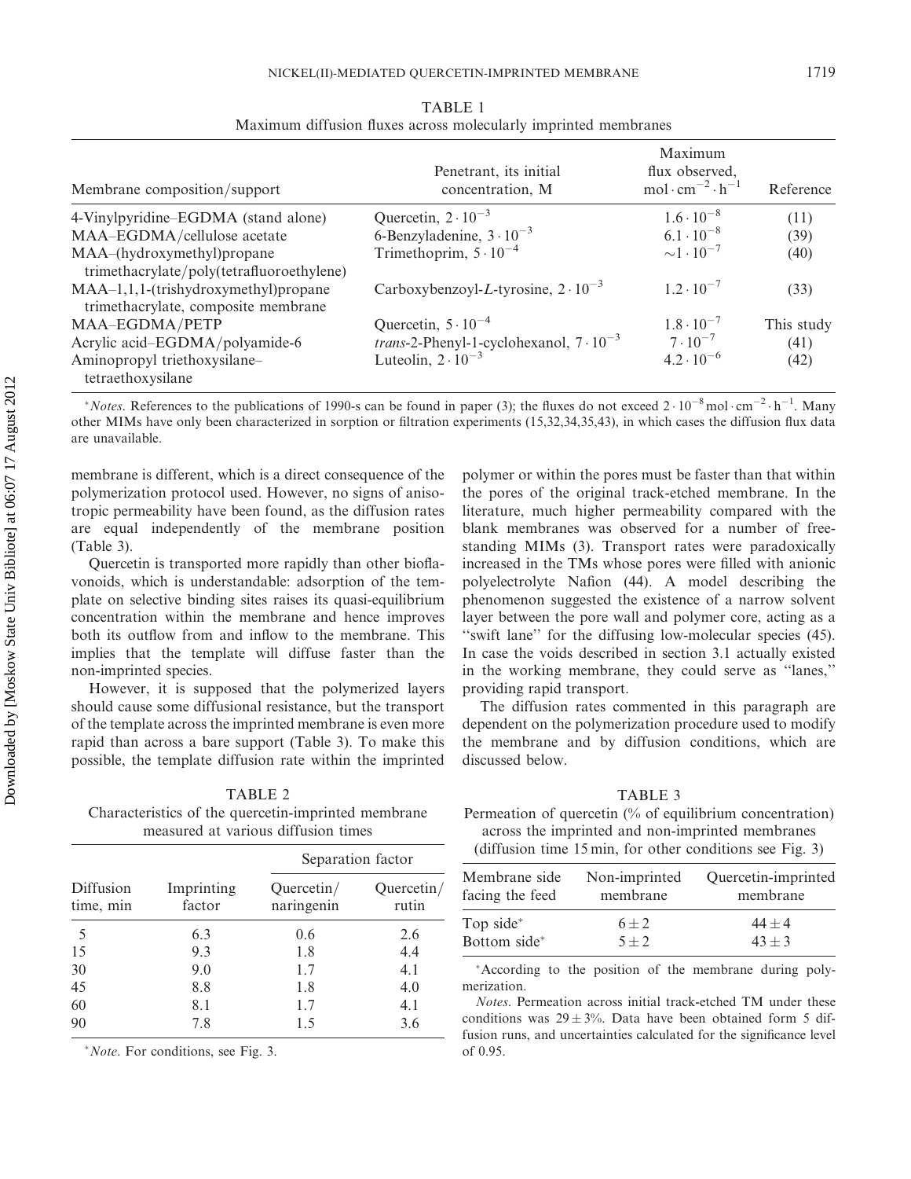TABLE 1
Maximum diffusion fluxes across molecularly imprinted membranes

| Membrane composition/support | Penetrant, its initial concentration, M | Maximum flux observed, $mol \cdot cm^{-2} \cdot h^{-1}$ | Reference |
|---|---|---|---|
| 4-Vinylpyridine–EGDMA (stand alone) | Quercetin, $2 \cdot 10^{-3}$ | $1.6 \cdot 10^{-8}$ | (11) |
| MAA–EGDMA/cellulose acetate | 6-Benzyladenine, $3 \cdot 10^{-3}$ | $6.1 \cdot 10^{-8}$ | (39) |
| MAA–(hydroxymethyl)propane trimethacrylate/poly(tetrafluoroethylene) | Trimethoprim, $5 \cdot 10^{-4}$ | $\sim 1 \cdot 10^{-7}$ | (40) |
| MAA–1,1,1-(trishydroxymethyl)propane trimethacrylate, composite membrane | Carboxybenzoyl-*L*-tyrosine, $2 \cdot 10^{-3}$ | $1.2 \cdot 10^{-7}$ | (33) |
| MAA–EGDMA/PETP | Quercetin, $5 \cdot 10^{-4}$ | $1.8 \cdot 10^{-7}$ | This study |
| Acrylic acid–EGDMA/polyamide-6 | *trans*-2-Phenyl-1-cyclohexanol, $7 \cdot 10^{-3}$ | $7 \cdot 10^{-7}$ | (41) |
| Aminopropyl triethoxysilane–tetraethoxysilane | Luteolin, $2 \cdot 10^{-3}$ | $4.2 \cdot 10^{-6}$ | (42) |

*Notes*. References to the publications of 1990-s can be found in paper (3); the fluxes do not exceed $2 \cdot 10^{-8}\,mol \cdot cm^{-2} \cdot h^{-1}$. Many other MIMs have only been characterized in sorption or filtration experiments (15,32,34,35,43), in which cases the diffusion flux data are unavailable.

membrane is different, which is a direct consequence of the polymerization protocol used. However, no signs of anisotropic permeability have been found, as the diffusion rates are equal independently of the membrane position (Table 3).

Quercetin is transported more rapidly than other bioflavonoids, which is understandable: adsorption of the template on selective binding sites raises its quasi-equilibrium concentration within the membrane and hence improves both its outflow from and inflow to the membrane. This implies that the template will diffuse faster than the non-imprinted species.

However, it is supposed that the polymerized layers should cause some diffusional resistance, but the transport of the template across the imprinted membrane is even more rapid than across a bare support (Table 3). To make this possible, the template diffusion rate within the imprinted polymer or within the pores must be faster than that within the pores of the original track-etched membrane. In the literature, much higher permeability compared with the blank membranes was observed for a number of free-standing MIMs (3). Transport rates were paradoxically increased in the TMs whose pores were filled with anionic polyelectrolyte Nafion (44). A model describing the phenomenon suggested the existence of a narrow solvent layer between the pore wall and polymer core, acting as a "swift lane" for the diffusing low-molecular species (45). In case the voids described in section 3.1 actually existed in the working membrane, they could serve as "lanes," providing rapid transport.

The diffusion rates commented in this paragraph are dependent on the polymerization procedure used to modify the membrane and by diffusion conditions, which are discussed below.

TABLE 2
Characteristics of the quercetin-imprinted membrane measured at various diffusion times

| Diffusion time, min | Imprinting factor | Separation factor | |
|---|---|---|---|
| | | Quercetin/ naringenin | Quercetin/ rutin |
| 5 | 6.3 | 0.6 | 2.6 |
| 15 | 9.3 | 1.8 | 4.4 |
| 30 | 9.0 | 1.7 | 4.1 |
| 45 | 8.8 | 1.8 | 4.0 |
| 60 | 8.1 | 1.7 | 4.1 |
| 90 | 7.8 | 1.5 | 3.6 |

*Note*. For conditions, see Fig. 3.

TABLE 3
Permeation of quercetin (% of equilibrium concentration) across the imprinted and non-imprinted membranes (diffusion time 15 min, for other conditions see Fig. 3)

| Membrane side facing the feed | Non-imprinted membrane | Quercetin-imprinted membrane |
|---|---|---|
| Top side* | $6 \pm 2$ | $44 \pm 4$ |
| Bottom side* | $5 \pm 2$ | $43 \pm 3$ |

*According to the position of the membrane during polymerization.

*Notes*. Permeation across initial track-etched TM under these conditions was $29 \pm 3\%$. Data have been obtained form 5 diffusion runs, and uncertainties calculated for the significance level of 0.95.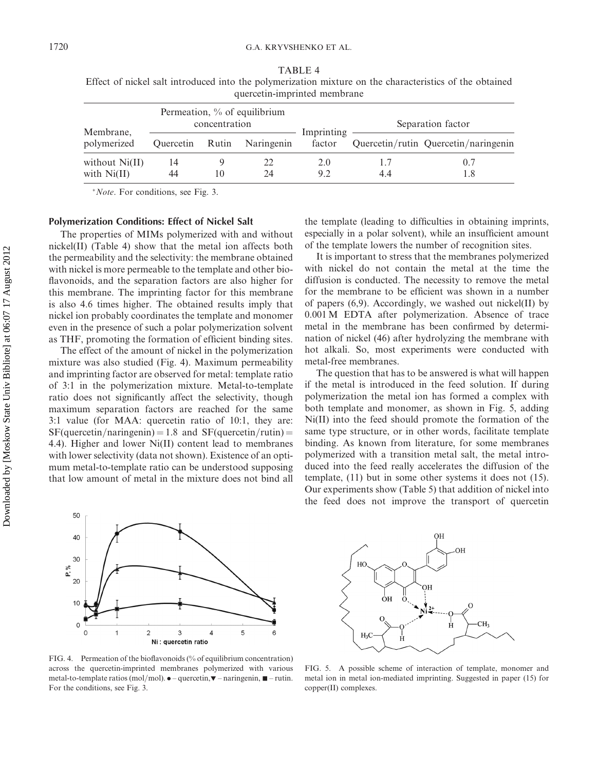TABLE 4
Effect of nickel salt introduced into the polymerization mixture on the characteristics of the obtained quercetin-imprinted membrane

| Membrane, polymerized | Permeation, % of equilibrium concentration | | | Imprinting factor | Separation factor | |
|---|---|---|---|---|---|---|
| | Quercetin | Rutin | Naringenin | | Quercetin/rutin | Quercetin/naringenin |
| without Ni(II) | 14 | 9 | 22 | 2.0 | 1.7 | 0.7 |
| with Ni(II) | 44 | 10 | 24 | 9.2 | 4.4 | 1.8 |

*Note*. For conditions, see Fig. 3.

### Polymerization Conditions: Effect of Nickel Salt

The properties of MIMs polymerized with and without nickel(II) (Table 4) show that the metal ion affects both the permeability and the selectivity: the membrane obtained with nickel is more permeable to the template and other bioflavonoids, and the separation factors are also higher for this membrane. The imprinting factor for this membrane is also 4.6 times higher. The obtained results imply that nickel ion probably coordinates the template and monomer even in the presence of such a polar polymerization solvent as THF, promoting the formation of efficient binding sites.

The effect of the amount of nickel in the polymerization mixture was also studied (Fig. 4). Maximum permeability and imprinting factor are observed for metal: template ratio of 3:1 in the polymerization mixture. Metal-to-template ratio does not significantly affect the selectivity, though maximum separation factors are reached for the same 3:1 value (for MAA: quercetin ratio of 10:1, they are: SF(quercetin/naringenin) = 1.8 and SF(quercetin/rutin) = 4.4). Higher and lower Ni(II) content lead to membranes with lower selectivity (data not shown). Existence of an optimum metal-to-template ratio can be understood supposing that low amount of metal in the mixture does not bind all the template (leading to difficulties in obtaining imprints, especially in a polar solvent), while an insufficient amount of the template lowers the number of recognition sites.

It is important to stress that the membranes polymerized with nickel do not contain the metal at the time the diffusion is conducted. The necessity to remove the metal for the membrane to be efficient was shown in a number of papers (6,9). Accordingly, we washed out nickel(II) by 0.001 M EDTA after polymerization. Absence of trace metal in the membrane has been confirmed by determination of nickel (46) after hydrolyzing the membrane with hot alkali. So, most experiments were conducted with metal-free membranes.

The question that has to be answered is what will happen if the metal is introduced in the feed solution. If during polymerization the metal ion has formed a complex with both template and monomer, as shown in Fig. 5, adding Ni(II) into the feed should promote the formation of the same type structure, or in other words, facilitate template binding. As known from literature, for some membranes polymerized with a transition metal salt, the metal introduced into the feed really accelerates the diffusion of the template, (11) but in some other systems it does not (15). Our experiments show (Table 5) that addition of nickel into the feed does not improve the transport of quercetin

FIG. 4. Permeation of the bioflavonoids (% of equilibrium concentration) across the quercetin-imprinted membranes polymerized with various metal-to-template ratios (mol/mol). ● – quercetin, ▼ – naringenin, ■ – rutin. For the conditions, see Fig. 3.

FIG. 5. A possible scheme of interaction of template, monomer and metal ion in metal ion-mediated imprinting. Suggested in paper (15) for copper(II) complexes.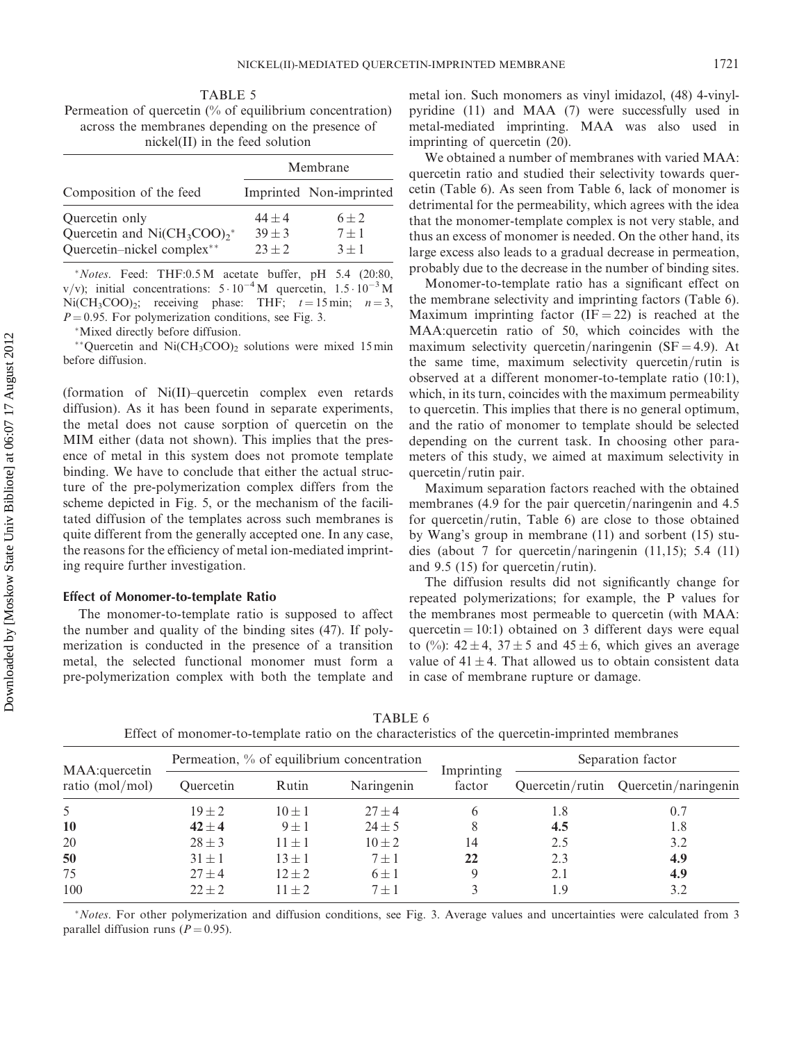TABLE 5
Permeation of quercetin (% of equilibrium concentration) across the membranes depending on the presence of nickel(II) in the feed solution

| Composition of the feed | Membrane | |
|---|---|---|
| | Imprinted | Non-imprinted |
| Quercetin only | $44 \pm 4$ | $6 \pm 2$ |
| Quercetin and $Ni(CH_3COO)_2$* | $39 \pm 3$ | $7 \pm 1$ |
| Quercetin–nickel complex** | $23 \pm 2$ | $3 \pm 1$ |

*Notes.* Feed: THF:0.5 M acetate buffer, pH 5.4 (20:80, v/v); initial concentrations: $5 \cdot 10^{-4}$ M quercetin, $1.5 \cdot 10^{-3}$ M $Ni(CH_3COO)_2$; receiving phase: THF; $t = 15$ min; $n = 3$, $P = 0.95$. For polymerization conditions, see Fig. 3.

*Mixed directly before diffusion.

**Quercetin and $Ni(CH_3COO)_2$ solutions were mixed 15 min before diffusion.

(formation of Ni(II)–quercetin complex even retards diffusion). As it has been found in separate experiments, the metal does not cause sorption of quercetin on the MIM either (data not shown). This implies that the presence of metal in this system does not promote template binding. We have to conclude that either the actual structure of the pre-polymerization complex differs from the scheme depicted in Fig. 5, or the mechanism of the facilitated diffusion of the templates across such membranes is quite different from the generally accepted one. In any case, the reasons for the efficiency of metal ion-mediated imprinting require further investigation.

### Effect of Monomer-to-template Ratio

The monomer-to-template ratio is supposed to affect the number and quality of the binding sites (47). If polymerization is conducted in the presence of a transition metal, the selected functional monomer must form a pre-polymerization complex with both the template and metal ion. Such monomers as vinyl imidazol, (48) 4-vinylpyridine (11) and MAA (7) were successfully used in metal-mediated imprinting. MAA was also used in imprinting of quercetin (20).

We obtained a number of membranes with varied MAA:quercetin ratio and studied their selectivity towards quercetin (Table 6). As seen from Table 6, lack of monomer is detrimental for the permeability, which agrees with the idea that the monomer-template complex is not very stable, and thus an excess of monomer is needed. On the other hand, its large excess also leads to a gradual decrease in permeation, probably due to the decrease in the number of binding sites.

Monomer-to-template ratio has a significant effect on the membrane selectivity and imprinting factors (Table 6). Maximum imprinting factor (IF = 22) is reached at the MAA:quercetin ratio of 50, which coincides with the maximum selectivity quercetin/naringenin (SF = 4.9). At the same time, maximum selectivity quercetin/rutin is observed at a different monomer-to-template ratio (10:1), which, in its turn, coincides with the maximum permeability to quercetin. This implies that there is no general optimum, and the ratio of monomer to template should be selected depending on the current task. In choosing other parameters of this study, we aimed at maximum selectivity in quercetin/rutin pair.

Maximum separation factors reached with the obtained membranes (4.9 for the pair quercetin/naringenin and 4.5 for quercetin/rutin, Table 6) are close to those obtained by Wang's group in membrane (11) and sorbent (15) studies (about 7 for quercetin/naringenin (11,15); 5.4 (11) and 9.5 (15) for quercetin/rutin).

The diffusion results did not significantly change for repeated polymerizations; for example, the P values for the membranes most permeable to quercetin (with MAA:quercetin = 10:1) obtained on 3 different days were equal to (%): $42 \pm 4$, $37 \pm 5$ and $45 \pm 6$, which gives an average value of $41 \pm 4$. That allowed us to obtain consistent data in case of membrane rupture or damage.

TABLE 6
Effect of monomer-to-template ratio on the characteristics of the quercetin-imprinted membranes

| MAA:quercetin ratio (mol/mol) | Permeation, % of equilibrium concentration | | | Imprinting factor | Separation factor | |
|---|---|---|---|---|---|---|
| | Quercetin | Rutin | Naringenin | | Quercetin/rutin | Quercetin/naringenin |
| 5 | $19 \pm 2$ | $10 \pm 1$ | $27 \pm 4$ | 6 | 1.8 | 0.7 |
| **10** | $\mathbf{42 \pm 4}$ | $9 \pm 1$ | $24 \pm 5$ | 8 | **4.5** | 1.8 |
| 20 | $28 \pm 3$ | $11 \pm 1$ | $10 \pm 2$ | 14 | 2.5 | 3.2 |
| **50** | $31 \pm 1$ | $13 \pm 1$ | $7 \pm 1$ | **22** | 2.3 | **4.9** |
| 75 | $27 \pm 4$ | $12 \pm 2$ | $6 \pm 1$ | 9 | 2.1 | **4.9** |
| 100 | $22 \pm 2$ | $11 \pm 2$ | $7 \pm 1$ | 3 | 1.9 | 3.2 |

*Notes.* For other polymerization and diffusion conditions, see Fig. 3. Average values and uncertainties were calculated from 3 parallel diffusion runs ($P = 0.95$).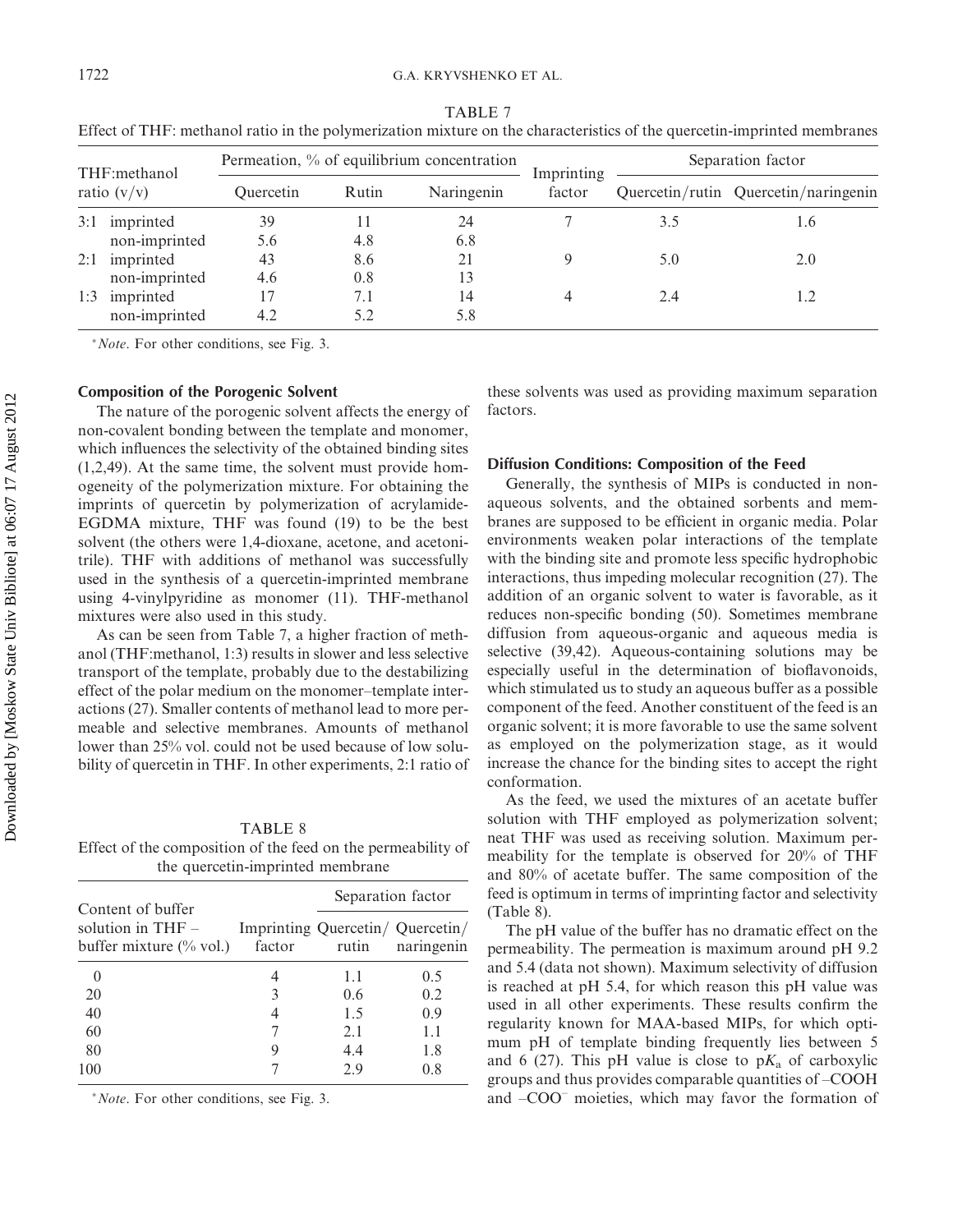TABLE 7
Effect of THF: methanol ratio in the polymerization mixture on the characteristics of the quercetin-imprinted membranes

| THF:methanol ratio (v/v) | | Permeation, % of equilibrium concentration | | | Imprinting factor | Separation factor | |
|---|---|---|---|---|---|---|---|
| | | Quercetin | Rutin | Naringenin | | Quercetin/rutin | Quercetin/naringenin |
| 3:1 | imprinted | 39 | 11 | 24 | 7 | 3.5 | 1.6 |
| | non-imprinted | 5.6 | 4.8 | 6.8 | | | |
| 2:1 | imprinted | 43 | 8.6 | 21 | 9 | 5.0 | 2.0 |
| | non-imprinted | 4.6 | 0.8 | 13 | | | |
| 1:3 | imprinted | 17 | 7.1 | 14 | 4 | 2.4 | 1.2 |
| | non-imprinted | 4.2 | 5.2 | 5.8 | | | |

*Note*. For other conditions, see Fig. 3.

### Composition of the Porogenic Solvent

The nature of the porogenic solvent affects the energy of non-covalent bonding between the template and monomer, which influences the selectivity of the obtained binding sites (1,2,49). At the same time, the solvent must provide homogeneity of the polymerization mixture. For obtaining the imprints of quercetin by polymerization of acrylamide-EGDMA mixture, THF was found (19) to be the best solvent (the others were 1,4-dioxane, acetone, and acetonitrile). THF with additions of methanol was successfully used in the synthesis of a quercetin-imprinted membrane using 4-vinylpyridine as monomer (11). THF-methanol mixtures were also used in this study.

As can be seen from Table 7, a higher fraction of methanol (THF:methanol, 1:3) results in slower and less selective transport of the template, probably due to the destabilizing effect of the polar medium on the monomer–template interactions (27). Smaller contents of methanol lead to more permeable and selective membranes. Amounts of methanol lower than 25% vol. could not be used because of low solubility of quercetin in THF. In other experiments, 2:1 ratio of these solvents was used as providing maximum separation factors.

TABLE 8
Effect of the composition of the feed on the permeability of the quercetin-imprinted membrane

| Content of buffer solution in THF – buffer mixture (% vol.) | Imprinting factor | Separation factor | |
|---|---|---|---|
| | | Quercetin/ rutin | Quercetin/ naringenin |
| 0 | 4 | 1.1 | 0.5 |
| 20 | 3 | 0.6 | 0.2 |
| 40 | 4 | 1.5 | 0.9 |
| 60 | 7 | 2.1 | 1.1 |
| 80 | 9 | 4.4 | 1.8 |
| 100 | 7 | 2.9 | 0.8 |

*Note*. For other conditions, see Fig. 3.

### Diffusion Conditions: Composition of the Feed

Generally, the synthesis of MIPs is conducted in non-aqueous solvents, and the obtained sorbents and membranes are supposed to be efficient in organic media. Polar environments weaken polar interactions of the template with the binding site and promote less specific hydrophobic interactions, thus impeding molecular recognition (27). The addition of an organic solvent to water is favorable, as it reduces non-specific bonding (50). Sometimes membrane diffusion from aqueous-organic and aqueous media is selective (39,42). Aqueous-containing solutions may be especially useful in the determination of bioflavonoids, which stimulated us to study an aqueous buffer as a possible component of the feed. Another constituent of the feed is an organic solvent; it is more favorable to use the same solvent as employed on the polymerization stage, as it would increase the chance for the binding sites to accept the right conformation.

As the feed, we used the mixtures of an acetate buffer solution with THF employed as polymerization solvent; neat THF was used as receiving solution. Maximum permeability for the template is observed for 20% of THF and 80% of acetate buffer. The same composition of the feed is optimum in terms of imprinting factor and selectivity (Table 8).

The pH value of the buffer has no dramatic effect on the permeability. The permeation is maximum around pH 9.2 and 5.4 (data not shown). Maximum selectivity of diffusion is reached at pH 5.4, for which reason this pH value was used in all other experiments. These results confirm the regularity known for MAA-based MIPs, for which optimum pH of template binding frequently lies between 5 and 6 (27). This pH value is close to $pK_a$ of carboxylic groups and thus provides comparable quantities of –COOH and $–COO^-$ moieties, which may favor the formation of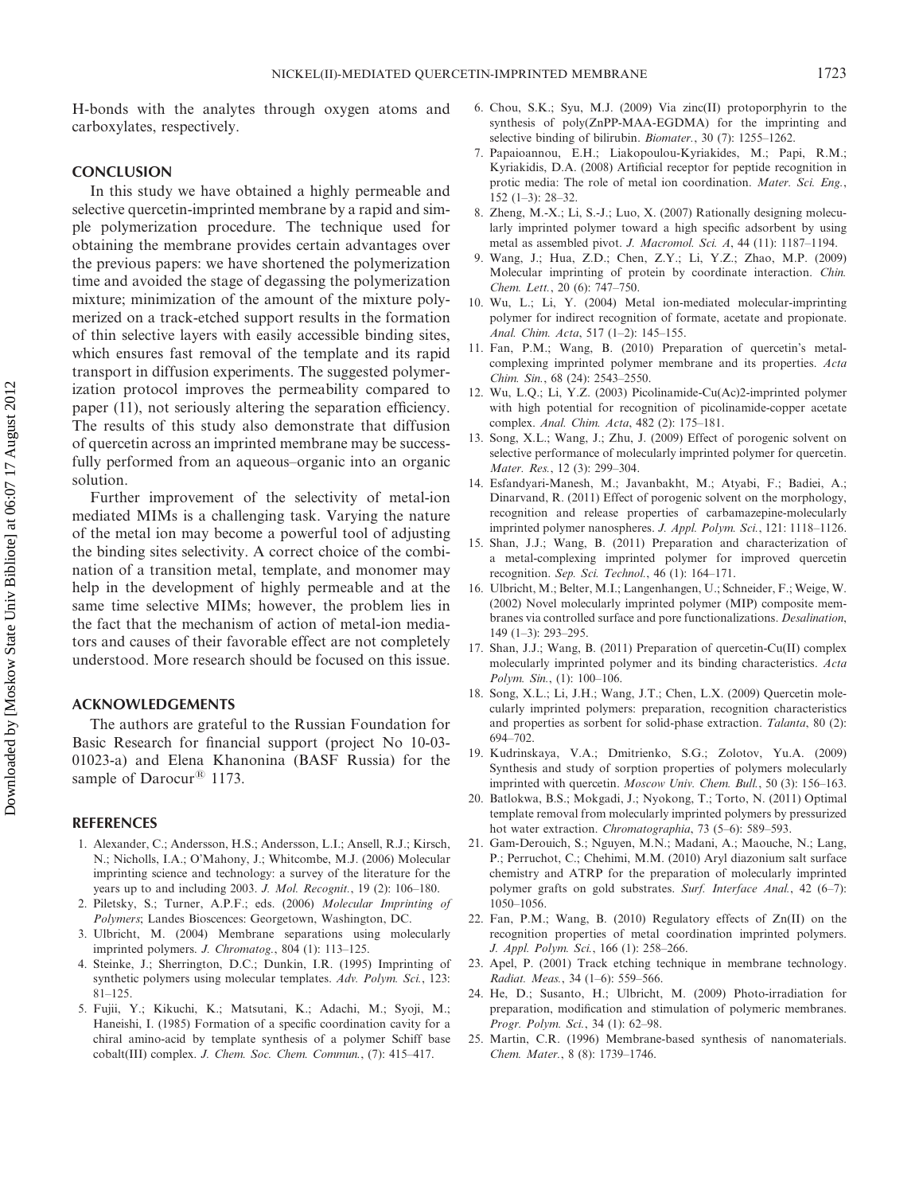H-bonds with the analytes through oxygen atoms and carboxylates, respectively.

## CONCLUSION

In this study we have obtained a highly permeable and selective quercetin-imprinted membrane by a rapid and simple polymerization procedure. The technique used for obtaining the membrane provides certain advantages over the previous papers: we have shortened the polymerization time and avoided the stage of degassing the polymerization mixture; minimization of the amount of the mixture polymerized on a track-etched support results in the formation of thin selective layers with easily accessible binding sites, which ensures fast removal of the template and its rapid transport in diffusion experiments. The suggested polymerization protocol improves the permeability compared to paper (11), not seriously altering the separation efficiency. The results of this study also demonstrate that diffusion of quercetin across an imprinted membrane may be successfully performed from an aqueous–organic into an organic solution.

Further improvement of the selectivity of metal-ion mediated MIMs is a challenging task. Varying the nature of the metal ion may become a powerful tool of adjusting the binding sites selectivity. A correct choice of the combination of a transition metal, template, and monomer may help in the development of highly permeable and at the same time selective MIMs; however, the problem lies in the fact that the mechanism of action of metal-ion mediators and causes of their favorable effect are not completely understood. More research should be focused on this issue.

## ACKNOWLEDGEMENTS

The authors are grateful to the Russian Foundation for Basic Research for financial support (project No 10-03-01023-a) and Elena Khanonina (BASF Russia) for the sample of Darocur® 1173.

## REFERENCES

1. Alexander, C.; Andersson, H.S.; Andersson, L.I.; Ansell, R.J.; Kirsch, N.; Nicholls, I.A.; O'Mahony, J.; Whitcombe, M.J. (2006) Molecular imprinting science and technology: a survey of the literature for the years up to and including 2003. *J. Mol. Recognit.*, 19 (2): 106–180.
2. Piletsky, S.; Turner, A.P.F.; eds. (2006) *Molecular Imprinting of Polymers*; Landes Bioscences: Georgetown, Washington, DC.
3. Ulbricht, M. (2004) Membrane separations using molecularly imprinted polymers. *J. Chromatog.*, 804 (1): 113–125.
4. Steinke, J.; Sherrington, D.C.; Dunkin, I.R. (1995) Imprinting of synthetic polymers using molecular templates. *Adv. Polym. Sci.*, 123: 81–125.
5. Fujii, Y.; Kikuchi, K.; Matsutani, K.; Adachi, M.; Syoji, M.; Haneishi, I. (1985) Formation of a specific coordination cavity for a chiral amino-acid by template synthesis of a polymer Schiff base cobalt(III) complex. *J. Chem. Soc. Chem. Commun.*, (7): 415–417.
6. Chou, S.K.; Syu, M.J. (2009) Via zinc(II) protoporphyrin to the synthesis of poly(ZnPP-MAA-EGDMA) for the imprinting and selective binding of bilirubin. *Biomater.*, 30 (7): 1255–1262.
7. Papaioannou, E.H.; Liakopoulou-Kyriakides, M.; Papi, R.M.; Kyriakidis, D.A. (2008) Artificial receptor for peptide recognition in protic media: The role of metal ion coordination. *Mater. Sci. Eng.*, 152 (1–3): 28–32.
8. Zheng, M.-X.; Li, S.-J.; Luo, X. (2007) Rationally designing molecularly imprinted polymer toward a high specific adsorbent by using metal as assembled pivot. *J. Macromol. Sci. A*, 44 (11): 1187–1194.
9. Wang, J.; Hua, Z.D.; Chen, Z.Y.; Li, Y.Z.; Zhao, M.P. (2009) Molecular imprinting of protein by coordinate interaction. *Chin. Chem. Lett.*, 20 (6): 747–750.
10. Wu, L.; Li, Y. (2004) Metal ion-mediated molecular-imprinting polymer for indirect recognition of formate, acetate and propionate. *Anal. Chim. Acta*, 517 (1–2): 145–155.
11. Fan, P.M.; Wang, B. (2010) Preparation of quercetin's metal-complexing imprinted polymer membrane and its properties. *Acta Chim. Sin.*, 68 (24): 2543–2550.
12. Wu, L.Q.; Li, Y.Z. (2003) Picolinamide-Cu(Ac)2-imprinted polymer with high potential for recognition of picolinamide-copper acetate complex. *Anal. Chim. Acta*, 482 (2): 175–181.
13. Song, X.L.; Wang, J.; Zhu, J. (2009) Effect of porogenic solvent on selective performance of molecularly imprinted polymer for quercetin. *Mater. Res.*, 12 (3): 299–304.
14. Esfandyari-Manesh, M.; Javanbakht, M.; Atyabi, F.; Badiei, A.; Dinarvand, R. (2011) Effect of porogenic solvent on the morphology, recognition and release properties of carbamazepine-molecularly imprinted polymer nanospheres. *J. Appl. Polym. Sci.*, 121: 1118–1126.
15. Shan, J.J.; Wang, B. (2011) Preparation and characterization of a metal-complexing imprinted polymer for improved quercetin recognition. *Sep. Sci. Technol.*, 46 (1): 164–171.
16. Ulbricht, M.; Belter, M.I.; Langenhangen, U.; Schneider, F.; Weige, W. (2002) Novel molecularly imprinted polymer (MIP) composite membranes via controlled surface and pore functionalizations. *Desalination*, 149 (1–3): 293–295.
17. Shan, J.J.; Wang, B. (2011) Preparation of quercetin-Cu(II) complex molecularly imprinted polymer and its binding characteristics. *Acta Polym. Sin.*, (1): 100–106.
18. Song, X.L.; Li, J.H.; Wang, J.T.; Chen, L.X. (2009) Quercetin molecularly imprinted polymers: preparation, recognition characteristics and properties as sorbent for solid-phase extraction. *Talanta*, 80 (2): 694–702.
19. Kudrinskaya, V.A.; Dmitrienko, S.G.; Zolotov, Yu.A. (2009) Synthesis and study of sorption properties of polymers molecularly imprinted with quercetin. *Moscow Univ. Chem. Bull.*, 50 (3): 156–163.
20. Batlokwa, B.S.; Mokgadi, J.; Nyokong, T.; Torto, N. (2011) Optimal template removal from molecularly imprinted polymers by pressurized hot water extraction. *Chromatographia*, 73 (5–6): 589–593.
21. Gam-Derouich, S.; Nguyen, M.N.; Madani, A.; Maouche, N.; Lang, P.; Perruchot, C.; Chehimi, M.M. (2010) Aryl diazonium salt surface chemistry and ATRP for the preparation of molecularly imprinted polymer grafts on gold substrates. *Surf. Interface Anal.*, 42 (6–7): 1050–1056.
22. Fan, P.M.; Wang, B. (2010) Regulatory effects of Zn(II) on the recognition properties of metal coordination imprinted polymers. *J. Appl. Polym. Sci.*, 166 (1): 258–266.
23. Apel, P. (2001) Track etching technique in membrane technology. *Radiat. Meas.*, 34 (1–6): 559–566.
24. He, D.; Susanto, H.; Ulbricht, M. (2009) Photo-irradiation for preparation, modification and stimulation of polymeric membranes. *Progr. Polym. Sci.*, 34 (1): 62–98.
25. Martin, C.R. (1996) Membrane-based synthesis of nanomaterials. *Chem. Mater.*, 8 (8): 1739–1746.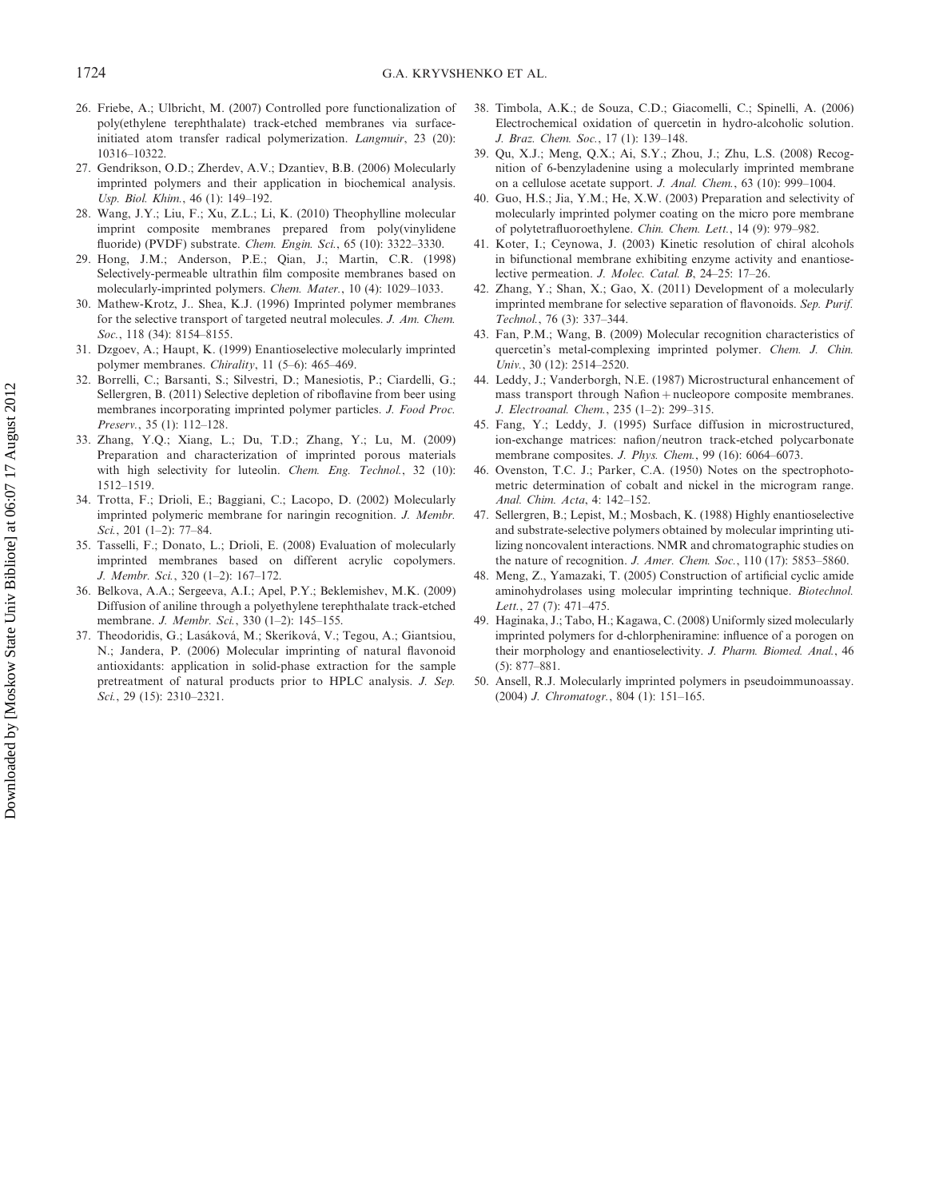26. Friebe, A.; Ulbricht, M. (2007) Controlled pore functionalization of poly(ethylene terephthalate) track-etched membranes via surface-initiated atom transfer radical polymerization. *Langmuir*, 23 (20): 10316–10322.
27. Gendrikson, O.D.; Zherdev, A.V.; Dzantiev, B.B. (2006) Molecularly imprinted polymers and their application in biochemical analysis. *Usp. Biol. Khim.*, 46 (1): 149–192.
28. Wang, J.Y.; Liu, F.; Xu, Z.L.; Li, K. (2010) Theophylline molecular imprint composite membranes prepared from poly(vinylidene fluoride) (PVDF) substrate. *Chem. Engin. Sci.*, 65 (10): 3322–3330.
29. Hong, J.M.; Anderson, P.E.; Qian, J.; Martin, C.R. (1998) Selectively-permeable ultrathin film composite membranes based on molecularly-imprinted polymers. *Chem. Mater.*, 10 (4): 1029–1033.
30. Mathew-Krotz, J.. Shea, K.J. (1996) Imprinted polymer membranes for the selective transport of targeted neutral molecules. *J. Am. Chem. Soc.*, 118 (34): 8154–8155.
31. Dzgoev, A.; Haupt, K. (1999) Enantioselective molecularly imprinted polymer membranes. *Chirality*, 11 (5–6): 465–469.
32. Borrelli, C.; Barsanti, S.; Silvestri, D.; Manesiotis, P.; Ciardelli, G.; Sellergren, B. (2011) Selective depletion of riboflavine from beer using membranes incorporating imprinted polymer particles. *J. Food Proc. Preserv.*, 35 (1): 112–128.
33. Zhang, Y.Q.; Xiang, L.; Du, T.D.; Zhang, Y.; Lu, M. (2009) Preparation and characterization of imprinted porous materials with high selectivity for luteolin. *Chem. Eng. Technol.*, 32 (10): 1512–1519.
34. Trotta, F.; Drioli, E.; Baggiani, C.; Lacopo, D. (2002) Molecularly imprinted polymeric membrane for naringin recognition. *J. Membr. Sci.*, 201 (1–2): 77–84.
35. Tasselli, F.; Donato, L.; Drioli, E. (2008) Evaluation of molecularly imprinted membranes based on different acrylic copolymers. *J. Membr. Sci.*, 320 (1–2): 167–172.
36. Belkova, A.A.; Sergeeva, A.I.; Apel, P.Y.; Beklemishev, M.K. (2009) Diffusion of aniline through a polyethylene terephthalate track-etched membrane. *J. Membr. Sci.*, 330 (1–2): 145–155.
37. Theodoridis, G.; Lasáková, M.; Skeríková, V.; Tegou, A.; Giantsiou, N.; Jandera, P. (2006) Molecular imprinting of natural flavonoid antioxidants: application in solid-phase extraction for the sample pretreatment of natural products prior to HPLC analysis. *J. Sep. Sci.*, 29 (15): 2310–2321.
38. Timbola, A.K.; de Souza, C.D.; Giacomelli, C.; Spinelli, A. (2006) Electrochemical oxidation of quercetin in hydro-alcoholic solution. *J. Braz. Chem. Soc.*, 17 (1): 139–148.
39. Qu, X.J.; Meng, Q.X.; Ai, S.Y.; Zhou, J.; Zhu, L.S. (2008) Recognition of 6-benzyladenine using a molecularly imprinted membrane on a cellulose acetate support. *J. Anal. Chem.*, 63 (10): 999–1004.
40. Guo, H.S.; Jia, Y.M.; He, X.W. (2003) Preparation and selectivity of molecularly imprinted polymer coating on the micro pore membrane of polytetrafluoroethylene. *Chin. Chem. Lett.*, 14 (9): 979–982.
41. Koter, I.; Ceynowa, J. (2003) Kinetic resolution of chiral alcohols in bifunctional membrane exhibiting enzyme activity and enantioselective permeation. *J. Molec. Catal. B*, 24–25: 17–26.
42. Zhang, Y.; Shan, X.; Gao, X. (2011) Development of a molecularly imprinted membrane for selective separation of flavonoids. *Sep. Purif. Technol.*, 76 (3): 337–344.
43. Fan, P.M.; Wang, B. (2009) Molecular recognition characteristics of quercetin's metal-complexing imprinted polymer. *Chem. J. Chin. Univ.*, 30 (12): 2514–2520.
44. Leddy, J.; Vanderborgh, N.E. (1987) Microstructural enhancement of mass transport through Nafion + nucleopore composite membranes. *J. Electroanal. Chem.*, 235 (1–2): 299–315.
45. Fang, Y.; Leddy, J. (1995) Surface diffusion in microstructured, ion-exchange matrices: nafion/neutron track-etched polycarbonate membrane composites. *J. Phys. Chem.*, 99 (16): 6064–6073.
46. Ovenston, T.C. J.; Parker, C.A. (1950) Notes on the spectrophotometric determination of cobalt and nickel in the microgram range. *Anal. Chim. Acta*, 4: 142–152.
47. Sellergren, B.; Lepist, M.; Mosbach, K. (1988) Highly enantioselective and substrate-selective polymers obtained by molecular imprinting utilizing noncovalent interactions. NMR and chromatographic studies on the nature of recognition. *J. Amer. Chem. Soc.*, 110 (17): 5853–5860.
48. Meng, Z., Yamazaki, T. (2005) Construction of artificial cyclic amide aminohydrolases using molecular imprinting technique. *Biotechnol. Lett.*, 27 (7): 471–475.
49. Haginaka, J.; Tabo, H.; Kagawa, C. (2008) Uniformly sized molecularly imprinted polymers for d-chlorpheniramine: influence of a porogen on their morphology and enantioselectivity. *J. Pharm. Biomed. Anal.*, 46 (5): 877–881.
50. Ansell, R.J. Molecularly imprinted polymers in pseudoimmunoassay. (2004) *J. Chromatogr.*, 804 (1): 151–165.